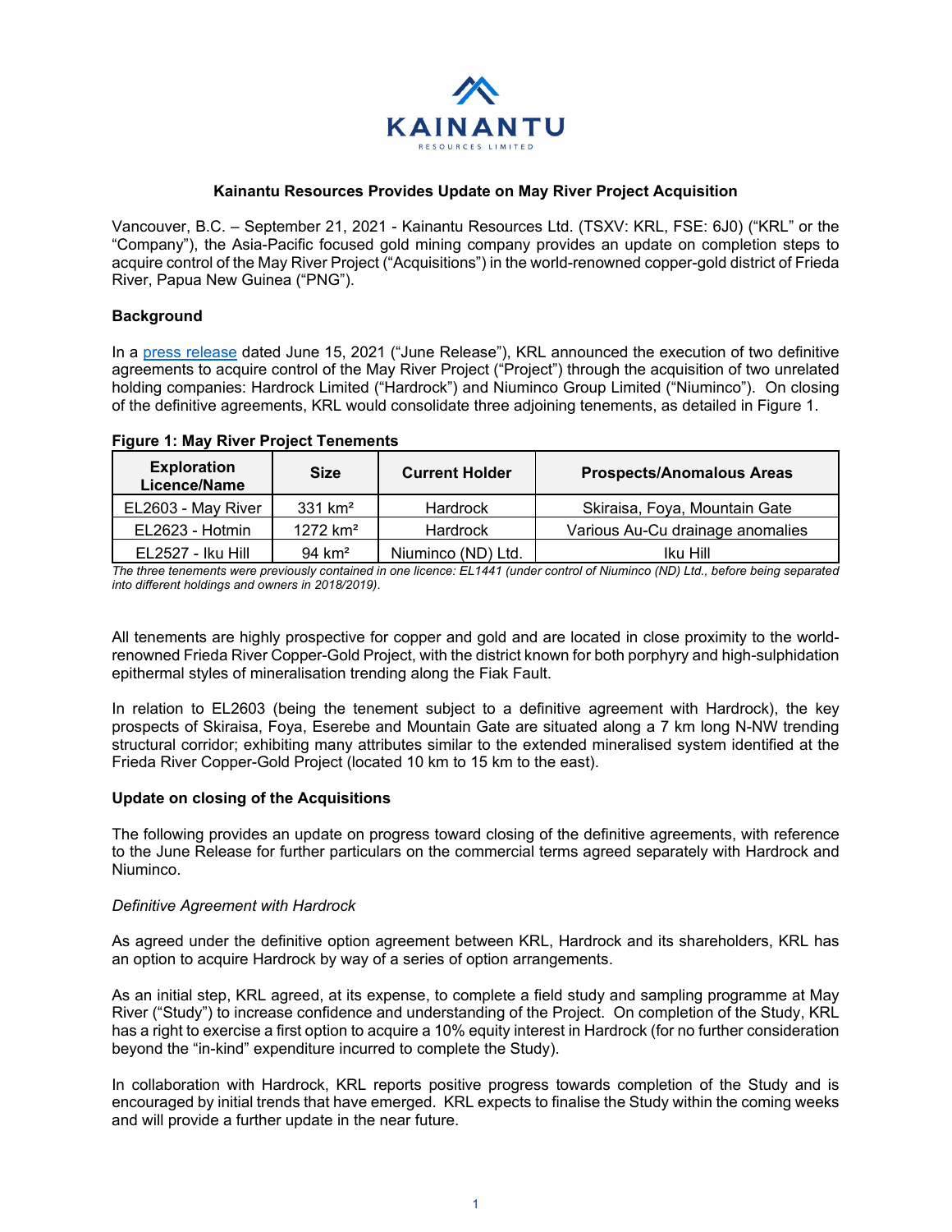**Kainantu Resources Provides Update on May River Project Acquisition**

Vancouver, B.C. – September 21, 2021 - Kainantu Resources Ltd. (TSXV: KRL, FSE: 6J0) ("KRL" or the "Company"), the Asia-Pacific focused gold mining company provides an update on completion steps to acquire control of the May River Project ("Acquisitions") in the world-renowned copper-gold district of Frieda River, Papua New Guinea ("PNG").

**Background**

In a press release dated June 15, 2021 ("June Release"), KRL announced the execution of two definitive agreements to acquire control of the May River Project ("Project") through the acquisition of two unrelated holding companies: Hardrock Limited ("Hardrock") and Niuminco Group Limited ("Niuminco"). On closing of the definitive agreements, KRL would consolidate three adjoining tenements, as detailed in Figure 1.

**Figure 1: May River Project Tenements**

| Exploration Licence/Name | Size | Current Holder | Prospects/Anomalous Areas |
|---|---|---|---|
| EL2603 - May River | 331 km² | Hardrock | Skiraisa, Foya, Mountain Gate |
| EL2623 - Hotmin | 1272 km² | Hardrock | Various Au-Cu drainage anomalies |
| EL2527 - Iku Hill | 94 km² | Niuminco (ND) Ltd. | Iku Hill |

*The three tenements were previously contained in one licence: EL1441 (under control of Niuminco (ND) Ltd., before being separated into different holdings and owners in 2018/2019).*

All tenements are highly prospective for copper and gold and are located in close proximity to the world-renowned Frieda River Copper-Gold Project, with the district known for both porphyry and high-sulphidation epithermal styles of mineralisation trending along the Fiak Fault.

In relation to EL2603 (being the tenement subject to a definitive agreement with Hardrock), the key prospects of Skiraisa, Foya, Eserebe and Mountain Gate are situated along a 7 km long N-NW trending structural corridor; exhibiting many attributes similar to the extended mineralised system identified at the Frieda River Copper-Gold Project (located 10 km to 15 km to the east).

**Update on closing of the Acquisitions**

The following provides an update on progress toward closing of the definitive agreements, with reference to the June Release for further particulars on the commercial terms agreed separately with Hardrock and Niuminco.

*Definitive Agreement with Hardrock*

As agreed under the definitive option agreement between KRL, Hardrock and its shareholders, KRL has an option to acquire Hardrock by way of a series of option arrangements.

As an initial step, KRL agreed, at its expense, to complete a field study and sampling programme at May River ("Study") to increase confidence and understanding of the Project. On completion of the Study, KRL has a right to exercise a first option to acquire a 10% equity interest in Hardrock (for no further consideration beyond the "in-kind" expenditure incurred to complete the Study).

In collaboration with Hardrock, KRL reports positive progress towards completion of the Study and is encouraged by initial trends that have emerged. KRL expects to finalise the Study within the coming weeks and will provide a further update in the near future.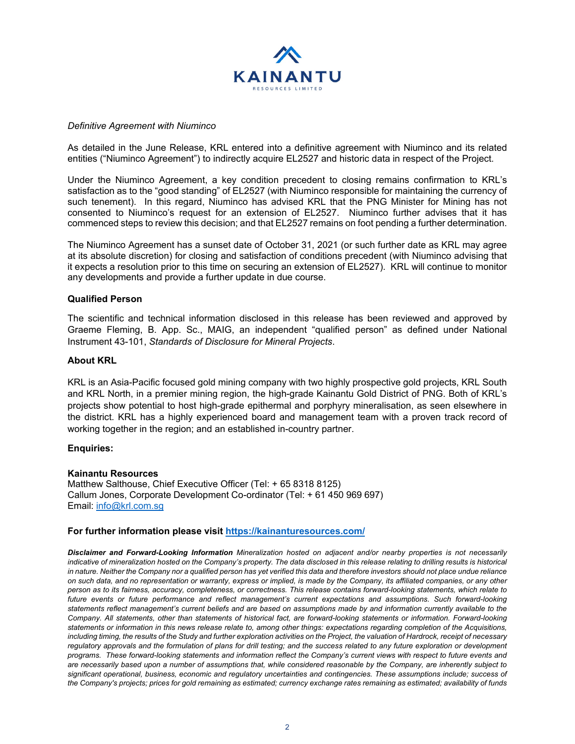*Definitive Agreement with Niuminco*

As detailed in the June Release, KRL entered into a definitive agreement with Niuminco and its related entities ("Niuminco Agreement") to indirectly acquire EL2527 and historic data in respect of the Project.

Under the Niuminco Agreement, a key condition precedent to closing remains confirmation to KRL's satisfaction as to the "good standing" of EL2527 (with Niuminco responsible for maintaining the currency of such tenement). In this regard, Niuminco has advised KRL that the PNG Minister for Mining has not consented to Niuminco's request for an extension of EL2527. Niuminco further advises that it has commenced steps to review this decision; and that EL2527 remains on foot pending a further determination.

The Niuminco Agreement has a sunset date of October 31, 2021 (or such further date as KRL may agree at its absolute discretion) for closing and satisfaction of conditions precedent (with Niuminco advising that it expects a resolution prior to this time on securing an extension of EL2527). KRL will continue to monitor any developments and provide a further update in due course.

**Qualified Person**

The scientific and technical information disclosed in this release has been reviewed and approved by Graeme Fleming, B. App. Sc., MAIG, an independent "qualified person" as defined under National Instrument 43-101, *Standards of Disclosure for Mineral Projects*.

**About KRL**

KRL is an Asia-Pacific focused gold mining company with two highly prospective gold projects, KRL South and KRL North, in a premier mining region, the high-grade Kainantu Gold District of PNG. Both of KRL's projects show potential to host high-grade epithermal and porphyry mineralisation, as seen elsewhere in the district. KRL has a highly experienced board and management team with a proven track record of working together in the region; and an established in-country partner.

**Enquiries:**

**Kainantu Resources**
Matthew Salthouse, Chief Executive Officer (Tel: + 65 8318 8125)
Callum Jones, Corporate Development Co-ordinator (Tel: + 61 450 969 697)
Email: info@krl.com.sg

**For further information please visit https://kainanturesources.com/**

***Disclaimer and Forward-Looking Information*** *Mineralization hosted on adjacent and/or nearby properties is not necessarily indicative of mineralization hosted on the Company's property. The data disclosed in this release relating to drilling results is historical in nature. Neither the Company nor a qualified person has yet verified this data and therefore investors should not place undue reliance on such data, and no representation or warranty, express or implied, is made by the Company, its affiliated companies, or any other person as to its fairness, accuracy, completeness, or correctness. This release contains forward-looking statements, which relate to future events or future performance and reflect management's current expectations and assumptions. Such forward-looking statements reflect management's current beliefs and are based on assumptions made by and information currently available to the Company. All statements, other than statements of historical fact, are forward-looking statements or information. Forward-looking statements or information in this news release relate to, among other things: expectations regarding completion of the Acquisitions, including timing, the results of the Study and further exploration activities on the Project, the valuation of Hardrock, receipt of necessary regulatory approvals and the formulation of plans for drill testing; and the success related to any future exploration or development programs. These forward-looking statements and information reflect the Company's current views with respect to future events and are necessarily based upon a number of assumptions that, while considered reasonable by the Company, are inherently subject to significant operational, business, economic and regulatory uncertainties and contingencies. These assumptions include; success of the Company's projects; prices for gold remaining as estimated; currency exchange rates remaining as estimated; availability of funds*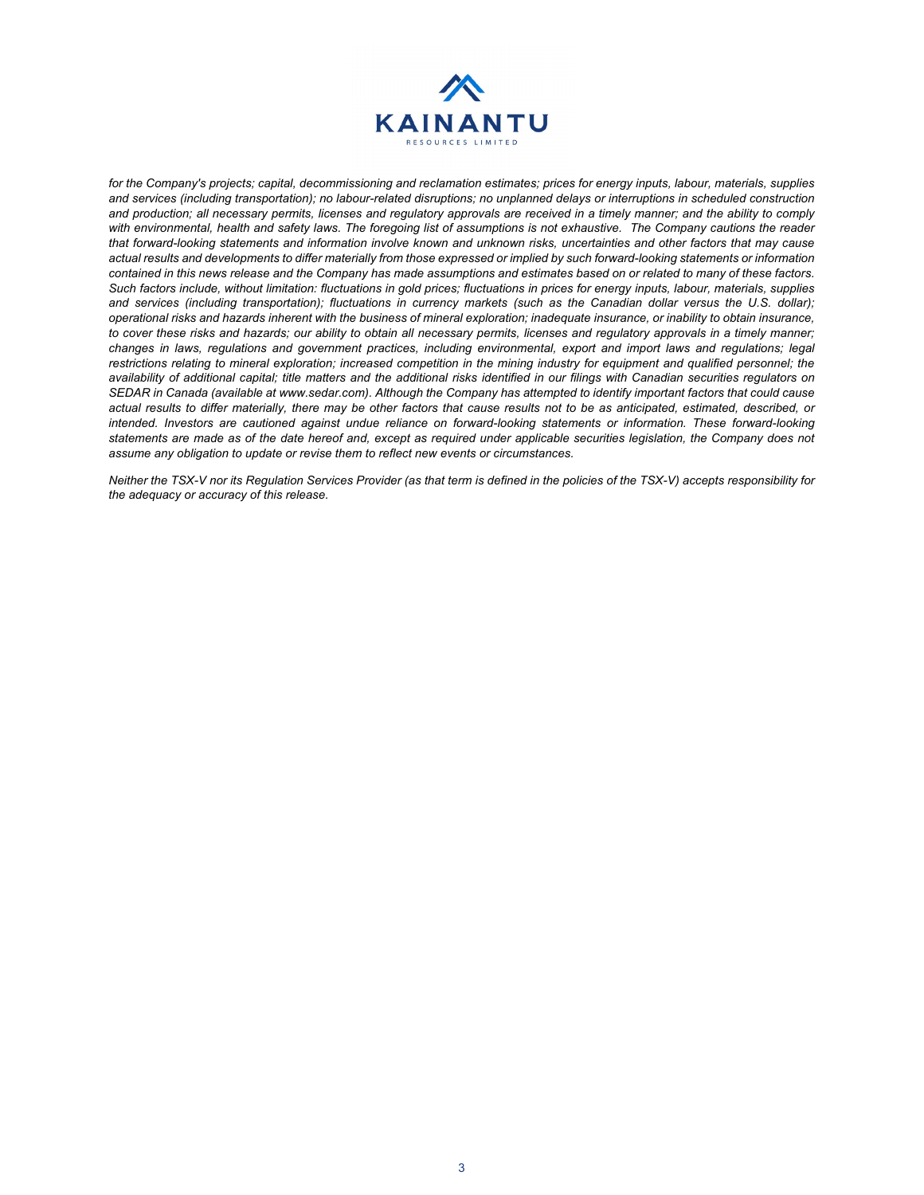*for the Company's projects; capital, decommissioning and reclamation estimates; prices for energy inputs, labour, materials, supplies and services (including transportation); no labour-related disruptions; no unplanned delays or interruptions in scheduled construction and production; all necessary permits, licenses and regulatory approvals are received in a timely manner; and the ability to comply with environmental, health and safety laws. The foregoing list of assumptions is not exhaustive. The Company cautions the reader that forward-looking statements and information involve known and unknown risks, uncertainties and other factors that may cause actual results and developments to differ materially from those expressed or implied by such forward-looking statements or information contained in this news release and the Company has made assumptions and estimates based on or related to many of these factors. Such factors include, without limitation: fluctuations in gold prices; fluctuations in prices for energy inputs, labour, materials, supplies and services (including transportation); fluctuations in currency markets (such as the Canadian dollar versus the U.S. dollar); operational risks and hazards inherent with the business of mineral exploration; inadequate insurance, or inability to obtain insurance, to cover these risks and hazards; our ability to obtain all necessary permits, licenses and regulatory approvals in a timely manner; changes in laws, regulations and government practices, including environmental, export and import laws and regulations; legal restrictions relating to mineral exploration; increased competition in the mining industry for equipment and qualified personnel; the availability of additional capital; title matters and the additional risks identified in our filings with Canadian securities regulators on SEDAR in Canada (available at www.sedar.com). Although the Company has attempted to identify important factors that could cause actual results to differ materially, there may be other factors that cause results not to be as anticipated, estimated, described, or intended. Investors are cautioned against undue reliance on forward-looking statements or information. These forward-looking statements are made as of the date hereof and, except as required under applicable securities legislation, the Company does not assume any obligation to update or revise them to reflect new events or circumstances.*

*Neither the TSX-V nor its Regulation Services Provider (as that term is defined in the policies of the TSX-V) accepts responsibility for the adequacy or accuracy of this release.*